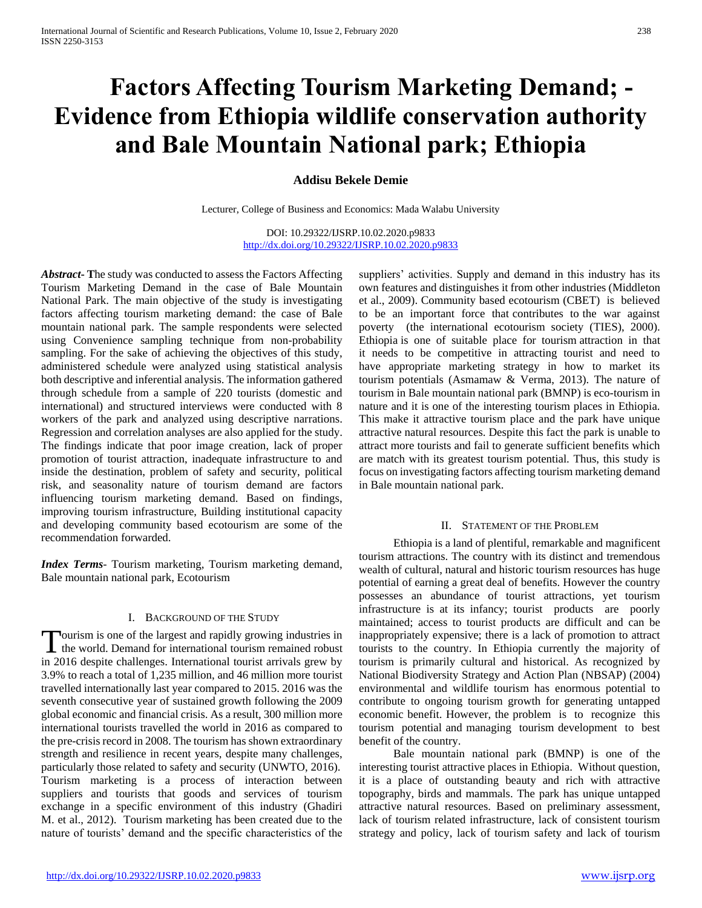# Factors Affecting Tourism Marketing Demand; - Evidence from Ethiopia wildlife conservation authority and Bale Mountain National park; Ethiopia

**Addisu Bekele Demie**

Lecturer, College of Business and Economics: Mada Walabu University

DOI: 10.29322/IJSRP.10.02.2020.p9833
http://dx.doi.org/10.29322/IJSRP.10.02.2020.p9833

***Abstract*-** The study was conducted to assess the Factors Affecting Tourism Marketing Demand in the case of Bale Mountain National Park. The main objective of the study is investigating factors affecting tourism marketing demand: the case of Bale mountain national park. The sample respondents were selected using Convenience sampling technique from non-probability sampling. For the sake of achieving the objectives of this study, administered schedule were analyzed using statistical analysis both descriptive and inferential analysis. The information gathered through schedule from a sample of 220 tourists (domestic and international) and structured interviews were conducted with 8 workers of the park and analyzed using descriptive narrations. Regression and correlation analyses are also applied for the study. The findings indicate that poor image creation, lack of proper promotion of tourist attraction, inadequate infrastructure to and inside the destination, problem of safety and security, political risk, and seasonality nature of tourism demand are factors influencing tourism marketing demand. Based on findings, improving tourism infrastructure, Building institutional capacity and developing community based ecotourism are some of the recommendation forwarded.

***Index Terms*-** Tourism marketing, Tourism marketing demand, Bale mountain national park, Ecotourism

## I. Background of the Study

Tourism is one of the largest and rapidly growing industries in the world. Demand for international tourism remained robust in 2016 despite challenges. International tourist arrivals grew by 3.9% to reach a total of 1,235 million, and 46 million more tourist travelled internationally last year compared to 2015. 2016 was the seventh consecutive year of sustained growth following the 2009 global economic and financial crisis. As a result, 300 million more international tourists travelled the world in 2016 as compared to the pre-crisis record in 2008. The tourism has shown extraordinary strength and resilience in recent years, despite many challenges, particularly those related to safety and security (UNWTO, 2016). Tourism marketing is a process of interaction between suppliers and tourists that goods and services of tourism exchange in a specific environment of this industry (Ghadiri M. et al., 2012). Tourism marketing has been created due to the nature of tourists' demand and the specific characteristics of the suppliers' activities. Supply and demand in this industry has its own features and distinguishes it from other industries (Middleton et al., 2009). Community based ecotourism (CBET) is believed to be an important force that contributes to the war against poverty (the international ecotourism society (TIES), 2000). Ethiopia is one of suitable place for tourism attraction in that it needs to be competitive in attracting tourist and need to have appropriate marketing strategy in how to market its tourism potentials (Asmamaw & Verma, 2013). The nature of tourism in Bale mountain national park (BMNP) is eco-tourism in nature and it is one of the interesting tourism places in Ethiopia. This make it attractive tourism place and the park have unique attractive natural resources. Despite this fact the park is unable to attract more tourists and fail to generate sufficient benefits which are match with its greatest tourism potential. Thus, this study is focus on investigating factors affecting tourism marketing demand in Bale mountain national park.

## II. Statement of the Problem

Ethiopia is a land of plentiful, remarkable and magnificent tourism attractions. The country with its distinct and tremendous wealth of cultural, natural and historic tourism resources has huge potential of earning a great deal of benefits. However the country possesses an abundance of tourist attractions, yet tourism infrastructure is at its infancy; tourist products are poorly maintained; access to tourist products are difficult and can be inappropriately expensive; there is a lack of promotion to attract tourists to the country. In Ethiopia currently the majority of tourism is primarily cultural and historical. As recognized by National Biodiversity Strategy and Action Plan (NBSAP) (2004) environmental and wildlife tourism has enormous potential to contribute to ongoing tourism growth for generating untapped economic benefit. However, the problem is to recognize this tourism potential and managing tourism development to best benefit of the country.

Bale mountain national park (BMNP) is one of the interesting tourist attractive places in Ethiopia. Without question, it is a place of outstanding beauty and rich with attractive topography, birds and mammals. The park has unique untapped attractive natural resources. Based on preliminary assessment, lack of tourism related infrastructure, lack of consistent tourism strategy and policy, lack of tourism safety and lack of tourism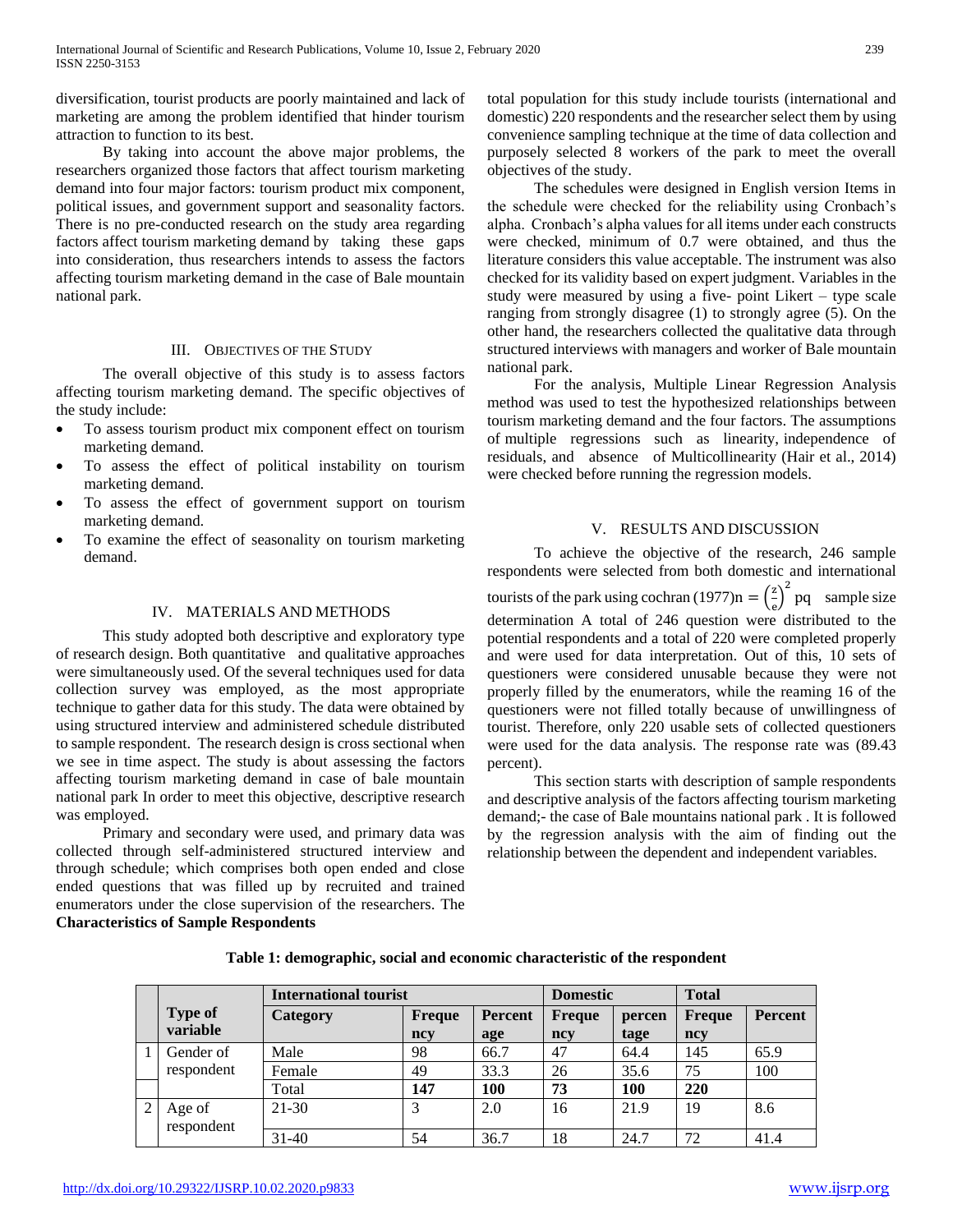diversification, tourist products are poorly maintained and lack of marketing are among the problem identified that hinder tourism attraction to function to its best.

By taking into account the above major problems, the researchers organized those factors that affect tourism marketing demand into four major factors: tourism product mix component, political issues, and government support and seasonality factors. There is no pre-conducted research on the study area regarding factors affect tourism marketing demand by taking these gaps into consideration, thus researchers intends to assess the factors affecting tourism marketing demand in the case of Bale mountain national park.

## III. Objectives of the Study

The overall objective of this study is to assess factors affecting tourism marketing demand. The specific objectives of the study include:

- To assess tourism product mix component effect on tourism marketing demand.
- To assess the effect of political instability on tourism marketing demand.
- To assess the effect of government support on tourism marketing demand.
- To examine the effect of seasonality on tourism marketing demand.

## IV. Materials and Methods

This study adopted both descriptive and exploratory type of research design. Both quantitative and qualitative approaches were simultaneously used. Of the several techniques used for data collection survey was employed, as the most appropriate technique to gather data for this study. The data were obtained by using structured interview and administered schedule distributed to sample respondent. The research design is cross sectional when we see in time aspect. The study is about assessing the factors affecting tourism marketing demand in case of bale mountain national park In order to meet this objective, descriptive research was employed.

Primary and secondary were used, and primary data was collected through self-administered structured interview and through schedule; which comprises both open ended and close ended questions that was filled up by recruited and trained enumerators under the close supervision of the researchers. The total population for this study include tourists (international and domestic) 220 respondents and the researcher select them by using convenience sampling technique at the time of data collection and purposely selected 8 workers of the park to meet the overall objectives of the study.

The schedules were designed in English version Items in the schedule were checked for the reliability using Cronbach's alpha. Cronbach's alpha values for all items under each constructs were checked, minimum of 0.7 were obtained, and thus the literature considers this value acceptable. The instrument was also checked for its validity based on expert judgment. Variables in the study were measured by using a five- point Likert – type scale ranging from strongly disagree (1) to strongly agree (5). On the other hand, the researchers collected the qualitative data through structured interviews with managers and worker of Bale mountain national park.

For the analysis, Multiple Linear Regression Analysis method was used to test the hypothesized relationships between tourism marketing demand and the four factors. The assumptions of multiple regressions such as linearity, independence of residuals, and absence of Multicollinearity (Hair et al., 2014) were checked before running the regression models.

## V. Results and Discussion

To achieve the objective of the research, 246 sample respondents were selected from both domestic and international tourists of the park using cochran (1977)$n = \left(\frac{z}{e}\right)^2 pq$ sample size determination A total of 246 question were distributed to the potential respondents and a total of 220 were completed properly and were used for data interpretation. Out of this, 10 sets of questioners were considered unusable because they were not properly filled by the enumerators, while the reaming 16 of the questioners were not filled totally because of unwillingness of tourist. Therefore, only 220 usable sets of collected questioners were used for the data analysis. The response rate was (89.43 percent).

This section starts with description of sample respondents and descriptive analysis of the factors affecting tourism marketing demand;- the case of Bale mountains national park . It is followed by the regression analysis with the aim of finding out the relationship between the dependent and independent variables.

**Characteristics of Sample Respondents**

**Table 1: demographic, social and economic characteristic of the respondent**

| | Type of variable | International tourist | | | Domestic | | Total | |
|---|---|---|---|---|---|---|---|---|
| | | Category | Frequency | Percentage | Frequency | percentage | Frequency | Percent |
| 1 | Gender of respondent | Male | 98 | 66.7 | 47 | 64.4 | 145 | 65.9 |
| | | Female | 49 | 33.3 | 26 | 35.6 | 75 | 100 |
| | | Total | **147** | **100** | **73** | **100** | **220** | |
| 2 | Age of respondent | 21-30 | 3 | 2.0 | 16 | 21.9 | 19 | 8.6 |
| | | 31-40 | 54 | 36.7 | 18 | 24.7 | 72 | 41.4 |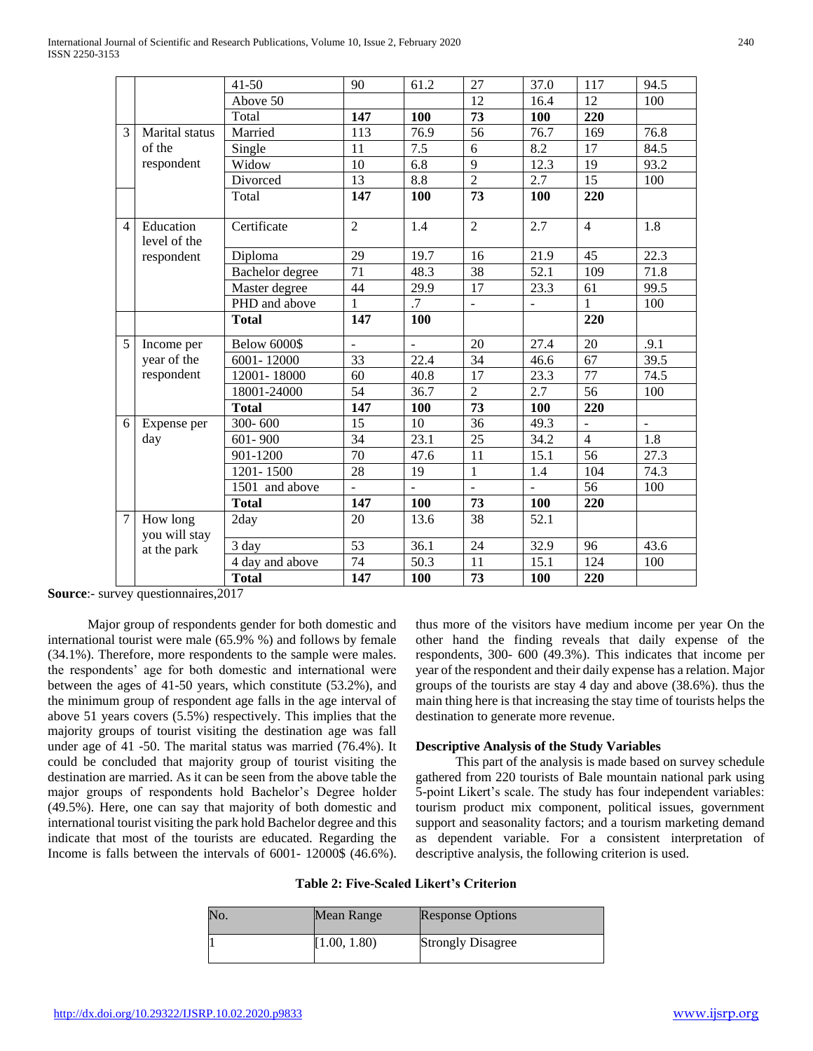| | | 41-50 | 90 | 61.2 | 27 | 37.0 | 117 | 94.5 |
|---|---|---|---|---|---|---|---|---|
| | | Above 50 | | | 12 | 16.4 | 12 | 100 |
| | | Total | **147** | **100** | **73** | **100** | **220** | |
| 3 | Marital status of the respondent | Married | 113 | 76.9 | 56 | 76.7 | 169 | 76.8 |
| | | Single | 11 | 7.5 | 6 | 8.2 | 17 | 84.5 |
| | | Widow | 10 | 6.8 | 9 | 12.3 | 19 | 93.2 |
| | | Divorced | 13 | 8.8 | 2 | 2.7 | 15 | 100 |
| | | Total | **147** | **100** | **73** | **100** | **220** | |
| 4 | Education level of the respondent | Certificate | 2 | 1.4 | 2 | 2.7 | 4 | 1.8 |
| | | Diploma | 29 | 19.7 | 16 | 21.9 | 45 | 22.3 |
| | | Bachelor degree | 71 | 48.3 | 38 | 52.1 | 109 | 71.8 |
| | | Master degree | 44 | 29.9 | 17 | 23.3 | 61 | 99.5 |
| | | PHD and above | 1 | .7 | - | - | 1 | 100 |
| | | **Total** | **147** | **100** | | | **220** | |
| 5 | Income per year of the respondent | Below 6000$ | - | - | 20 | 27.4 | 20 | .9.1 |
| | | 6001- 12000 | 33 | 22.4 | 34 | 46.6 | 67 | 39.5 |
| | | 12001- 18000 | 60 | 40.8 | 17 | 23.3 | 77 | 74.5 |
| | | 18001-24000 | 54 | 36.7 | 2 | 2.7 | 56 | 100 |
| | | **Total** | **147** | **100** | **73** | **100** | **220** | |
| 6 | Expense per day | 300- 600 | 15 | 10 | 36 | 49.3 | - | - |
| | | 601- 900 | 34 | 23.1 | 25 | 34.2 | 4 | 1.8 |
| | | 901-1200 | 70 | 47.6 | 11 | 15.1 | 56 | 27.3 |
| | | 1201- 1500 | 28 | 19 | 1 | 1.4 | 104 | 74.3 |
| | | 1501 and above | - | - | - | - | 56 | 100 |
| | | **Total** | **147** | **100** | **73** | **100** | **220** | |
| 7 | How long you will stay at the park | 2day | 20 | 13.6 | 38 | 52.1 | | |
| | | 3 day | 53 | 36.1 | 24 | 32.9 | 96 | 43.6 |
| | | 4 day and above | 74 | 50.3 | 11 | 15.1 | 124 | 100 |
| | | **Total** | **147** | **100** | **73** | **100** | **220** | |

**Source**:- survey questionnaires,2017

Major group of respondents gender for both domestic and international tourist were male (65.9% %) and follows by female (34.1%). Therefore, more respondents to the sample were males. the respondents' age for both domestic and international were between the ages of 41-50 years, which constitute (53.2%), and the minimum group of respondent age falls in the age interval of above 51 years covers (5.5%) respectively. This implies that the majority groups of tourist visiting the destination age was fall under age of 41 -50. The marital status was married (76.4%). It could be concluded that majority group of tourist visiting the destination are married. As it can be seen from the above table the major groups of respondents hold Bachelor's Degree holder (49.5%). Here, one can say that majority of both domestic and international tourist visiting the park hold Bachelor degree and this indicate that most of the tourists are educated. Regarding the Income is falls between the intervals of 6001- 12000$ (46.6%). thus more of the visitors have medium income per year On the other hand the finding reveals that daily expense of the respondents, 300- 600 (49.3%). This indicates that income per year of the respondent and their daily expense has a relation. Major groups of the tourists are stay 4 day and above (38.6%). thus the main thing here is that increasing the stay time of tourists helps the destination to generate more revenue.

### Descriptive Analysis of the Study Variables

This part of the analysis is made based on survey schedule gathered from 220 tourists of Bale mountain national park using 5-point Likert's scale. The study has four independent variables: tourism product mix component, political issues, government support and seasonality factors; and a tourism marketing demand as dependent variable. For a consistent interpretation of descriptive analysis, the following criterion is used.

**Table 2: Five-Scaled Likert's Criterion**

| No. | Mean Range | Response Options |
|---|---|---|
| 1 | [1.00, 1.80) | Strongly Disagree |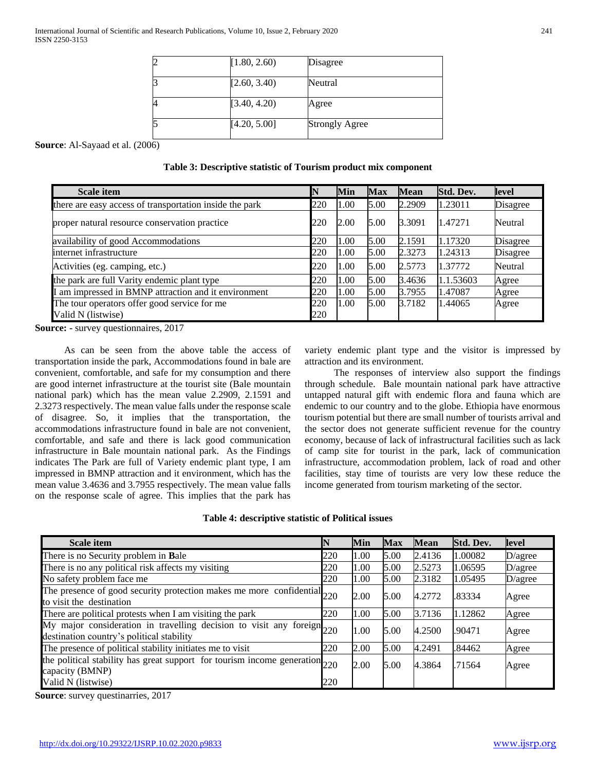| 2 | [1.80, 2.60) | Disagree |
|---|---|---|
| 3 | [2.60, 3.40) | Neutral |
| 4 | [3.40, 4.20) | Agree |
| 5 | [4.20, 5.00] | Strongly Agree |

**Source**: Al-Sayaad et al. (2006)

**Table 3: Descriptive statistic of Tourism product mix component**

| Scale item | N | Min | Max | Mean | Std. Dev. | level |
|---|---|---|---|---|---|---|
| there are easy access of transportation inside the park | 220 | 1.00 | 5.00 | 2.2909 | 1.23011 | Disagree |
| proper natural resource conservation practice | 220 | 2.00 | 5.00 | 3.3091 | 1.47271 | Neutral |
| availability of good Accommodations | 220 | 1.00 | 5.00 | 2.1591 | 1.17320 | Disagree |
| internet infrastructure | 220 | 1.00 | 5.00 | 2.3273 | 1.24313 | Disagree |
| Activities (eg. camping, etc.) | 220 | 1.00 | 5.00 | 2.5773 | 1.37772 | Neutral |
| the park are full Varity endemic plant type | 220 | 1.00 | 5.00 | 3.4636 | 1.1.53603 | Agree |
| I am impressed in BMNP attraction and it environment | 220 | 1.00 | 5.00 | 3.7955 | 1.47087 | Agree |
| The tour operators offer good service for me | 220 | 1.00 | 5.00 | 3.7182 | 1.44065 | Agree |
| Valid N (listwise) | 220 | | | | | |

**Source: -** survey questionnaires, 2017

As can be seen from the above table the access of transportation inside the park, Accommodations found in bale are convenient, comfortable, and safe for my consumption and there are good internet infrastructure at the tourist site (Bale mountain national park) which has the mean value 2.2909, 2.1591 and 2.3273 respectively. The mean value falls under the response scale of disagree. So, it implies that the transportation, the accommodations infrastructure found in bale are not convenient, comfortable, and safe and there is lack good communication infrastructure in Bale mountain national park. As the Findings indicates The Park are full of Variety endemic plant type, I am impressed in BMNP attraction and it environment, which has the mean value 3.4636 and 3.7955 respectively. The mean value falls on the response scale of agree. This implies that the park has variety endemic plant type and the visitor is impressed by attraction and its environment.

The responses of interview also support the findings through schedule. Bale mountain national park have attractive untapped natural gift with endemic flora and fauna which are endemic to our country and to the globe. Ethiopia have enormous tourism potential but there are small number of tourists arrival and the sector does not generate sufficient revenue for the country economy, because of lack of infrastructural facilities such as lack of camp site for tourist in the park, lack of communication infrastructure, accommodation problem, lack of road and other facilities, stay time of tourists are very low these reduce the income generated from tourism marketing of the sector.

**Table 4: descriptive statistic of Political issues**

| Scale item | N | Min | Max | Mean | Std. Dev. | level |
|---|---|---|---|---|---|---|
| There is no Security problem in **B**ale | 220 | 1.00 | 5.00 | 2.4136 | 1.00082 | D/agree |
| There is no any political risk affects my visiting | 220 | 1.00 | 5.00 | 2.5273 | 1.06595 | D/agree |
| No safety problem face me | 220 | 1.00 | 5.00 | 2.3182 | 1.05495 | D/agree |
| The presence of good security protection makes me more confidential to visit the destination | 220 | 2.00 | 5.00 | 4.2772 | .83334 | Agree |
| There are political protests when I am visiting the park | 220 | 1.00 | 5.00 | 3.7136 | 1.12862 | Agree |
| My major consideration in travelling decision to visit any foreign destination country's political stability | 220 | 1.00 | 5.00 | 4.2500 | .90471 | Agree |
| The presence of political stability initiates me to visit | 220 | 2.00 | 5.00 | 4.2491 | .84462 | Agree |
| the political stability has great support for tourism income generation capacity (BMNP) | 220 | 2.00 | 5.00 | 4.3864 | .71564 | Agree |
| Valid N (listwise) | 220 | | | | | |

**Source**: survey questinarries, 2017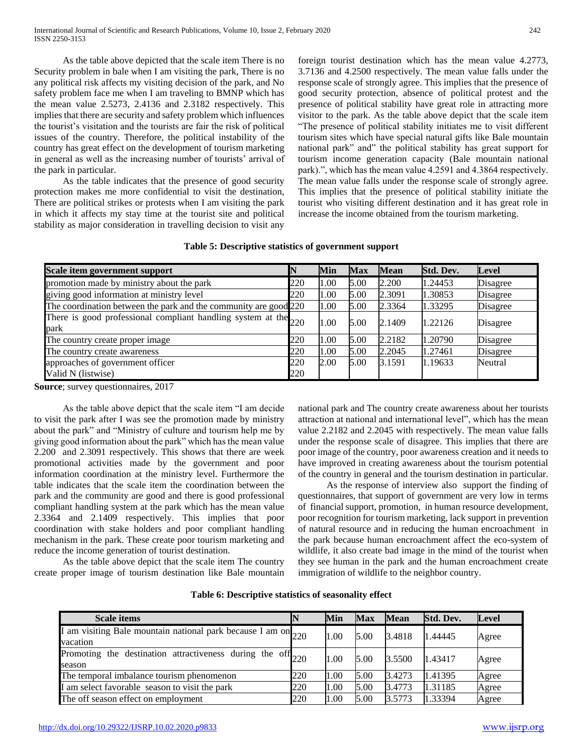As the table above depicted that the scale item There is no Security problem in bale when I am visiting the park, There is no any political risk affects my visiting decision of the park, and No safety problem face me when I am traveling to BMNP which has the mean value 2.5273, 2.4136 and 2.3182 respectively. This implies that there are security and safety problem which influences the tourist's visitation and the tourists are fair the risk of political issues of the country. Therefore, the political instability of the country has great effect on the development of tourism marketing in general as well as the increasing number of tourists' arrival of the park in particular.

As the table indicates that the presence of good security protection makes me more confidential to visit the destination, There are political strikes or protests when I am visiting the park in which it affects my stay time at the tourist site and political stability as major consideration in travelling decision to visit any foreign tourist destination which has the mean value 4.2773, 3.7136 and 4.2500 respectively. The mean value falls under the response scale of strongly agree. This implies that the presence of good security protection, absence of political protest and the presence of political stability have great role in attracting more visitor to the park. As the table above depict that the scale item "The presence of political stability initiates me to visit different tourism sites which have special natural gifts like Bale mountain national park" and" the political stability has great support for tourism income generation capacity (Bale mountain national park).", which has the mean value 4.2591 and 4.3864 respectively. The mean value falls under the response scale of strongly agree. This implies that the presence of political stability initiate the tourist who visiting different destination and it has great role in increase the income obtained from the tourism marketing.

**Table 5: Descriptive statistics of government support**

| Scale item government support | N | Min | Max | Mean | Std. Dev. | Level |
|---|---|---|---|---|---|---|
| promotion made by ministry about the park | 220 | 1.00 | 5.00 | 2.200 | 1.24453 | Disagree |
| giving good information at ministry level | 220 | 1.00 | 5.00 | 2.3091 | 1.30853 | Disagree |
| The coordination between the park and the community are good | 220 | 1.00 | 5.00 | 2.3364 | 1.33295 | Disagree |
| There is good professional compliant handling system at the park | 220 | 1.00 | 5.00 | 2.1409 | 1.22126 | Disagree |
| The country create proper image | 220 | 1.00 | 5.00 | 2.2182 | 1.20790 | Disagree |
| The country create awareness | 220 | 1.00 | 5.00 | 2.2045 | 1.27461 | Disagree |
| approaches of government officer | 220 | 2.00 | 5.00 | 3.1591 | 1.19633 | Neutral |
| Valid N (listwise) | 220 | | | | | |

**Source**; survey questionnaires, 2017

As the table above depict that the scale item "I am decide to visit the park after I was see the promotion made by ministry about the park" and "Ministry of culture and tourism help me by giving good information about the park" which has the mean value 2.200 and 2.3091 respectively. This shows that there are week promotional activities made by the government and poor information coordination at the ministry level. Furthermore the table indicates that the scale item the coordination between the park and the community are good and there is good professional compliant handling system at the park which has the mean value 2.3364 and 2.1409 respectively. This implies that poor coordination with stake holders and poor compliant handling mechanism in the park. These create poor tourism marketing and reduce the income generation of tourist destination.

As the table above depict that the scale item The country create proper image of tourism destination like Bale mountain national park and The country create awareness about her tourists attraction at national and international level", which has the mean value 2.2182 and 2.2045 with respectively. The mean value falls under the response scale of disagree. This implies that there are poor image of the country, poor awareness creation and it needs to have improved in creating awareness about the tourism potential of the country in general and the tourism destination in particular.

As the response of interview also support the finding of questionnaires, that support of government are very low in terms of financial support, promotion, in human resource development, poor recognition for tourism marketing, lack support in prevention of natural resource and in reducing the human encroachment in the park because human encroachment affect the eco-system of wildlife, it also create bad image in the mind of the tourist when they see human in the park and the human encroachment create immigration of wildlife to the neighbor country.

**Table 6: Descriptive statistics of seasonality effect**

| Scale items | N | Min | Max | Mean | Std. Dev. | Level |
|---|---|---|---|---|---|---|
| I am visiting Bale mountain national park because I am on vacation | 220 | 1.00 | 5.00 | 3.4818 | 1.44445 | Agree |
| Promoting the destination attractiveness during the off season | 220 | 1.00 | 5.00 | 3.5500 | 1.43417 | Agree |
| The temporal imbalance tourism phenomenon | 220 | 1.00 | 5.00 | 3.4273 | 1.41395 | Agree |
| I am select favorable season to visit the park | 220 | 1.00 | 5.00 | 3.4773 | 1.31185 | Agree |
| The off season effect on employment | 220 | 1.00 | 5.00 | 3.5773 | 1.33394 | Agree |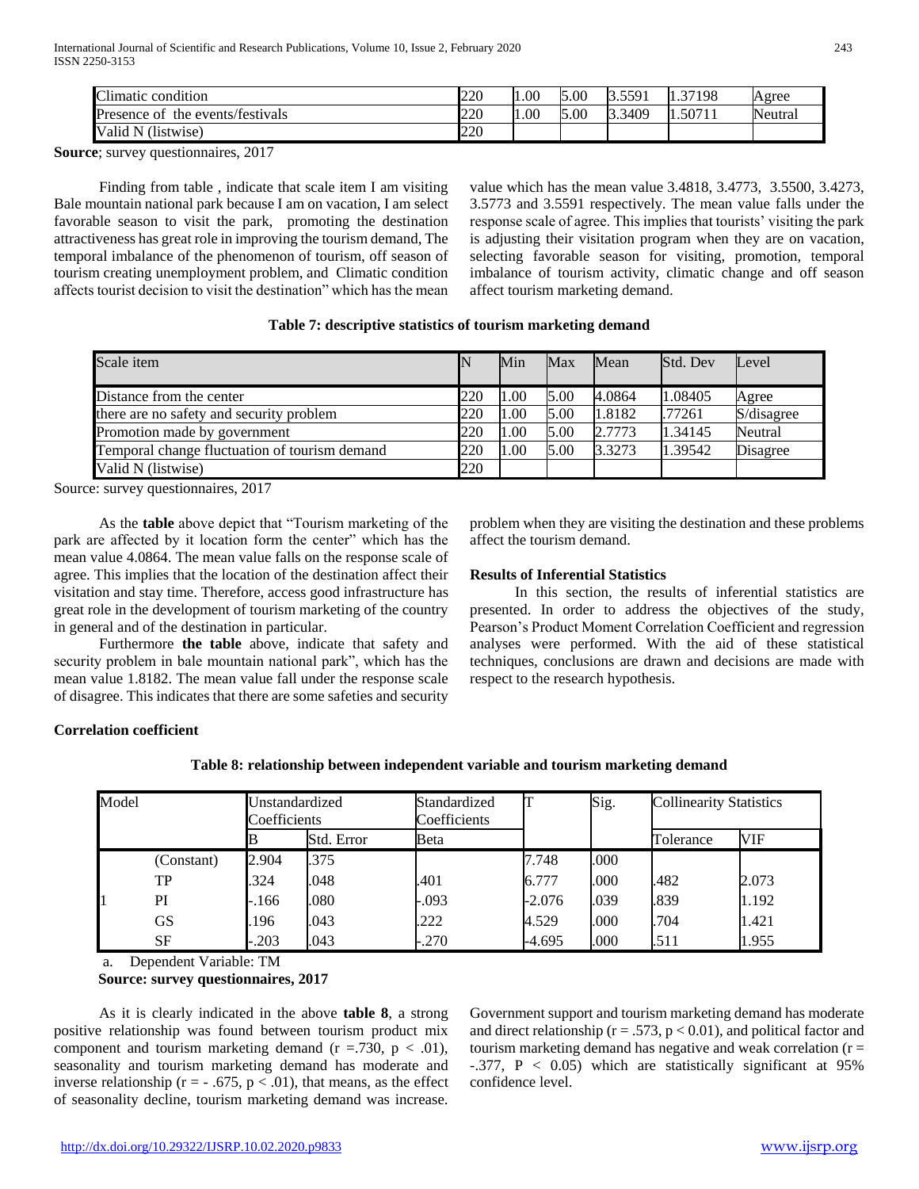| Climatic condition | 220 | 1.00 | 5.00 | 3.5591 | 1.37198 | Agree |
|---|---|---|---|---|---|---|
| Presence of the events/festivals | 220 | 1.00 | 5.00 | 3.3409 | 1.50711 | Neutral |
| Valid N (listwise) | 220 | | | | | |

**Source**; survey questionnaires, 2017

Finding from table , indicate that scale item I am visiting Bale mountain national park because I am on vacation, I am select favorable season to visit the park, promoting the destination attractiveness has great role in improving the tourism demand, The temporal imbalance of the phenomenon of tourism, off season of tourism creating unemployment problem, and Climatic condition affects tourist decision to visit the destination" which has the mean value which has the mean value 3.4818, 3.4773, 3.5500, 3.4273, 3.5773 and 3.5591 respectively. The mean value falls under the response scale of agree. This implies that tourists' visiting the park is adjusting their visitation program when they are on vacation, selecting favorable season for visiting, promotion, temporal imbalance of tourism activity, climatic change and off season affect tourism marketing demand.

**Table 7: descriptive statistics of tourism marketing demand**

| Scale item | N | Min | Max | Mean | Std. Dev | Level |
|---|---|---|---|---|---|---|
| Distance from the center | 220 | 1.00 | 5.00 | 4.0864 | 1.08405 | Agree |
| there are no safety and security problem | 220 | 1.00 | 5.00 | 1.8182 | .77261 | S/disagree |
| Promotion made by government | 220 | 1.00 | 5.00 | 2.7773 | 1.34145 | Neutral |
| Temporal change fluctuation of tourism demand | 220 | 1.00 | 5.00 | 3.3273 | 1.39542 | Disagree |
| Valid N (listwise) | 220 | | | | | |

Source: survey questionnaires, 2017

As the **table** above depict that "Tourism marketing of the park are affected by it location form the center" which has the mean value 4.0864. The mean value falls on the response scale of agree. This implies that the location of the destination affect their visitation and stay time. Therefore, access good infrastructure has great role in the development of tourism marketing of the country in general and of the destination in particular.

Furthermore **the table** above, indicate that safety and security problem in bale mountain national park", which has the mean value 1.8182. The mean value fall under the response scale of disagree. This indicates that there are some safeties and security problem when they are visiting the destination and these problems affect the tourism demand.

**Results of Inferential Statistics**

In this section, the results of inferential statistics are presented. In order to address the objectives of the study, Pearson's Product Moment Correlation Coefficient and regression analyses were performed. With the aid of these statistical techniques, conclusions are drawn and decisions are made with respect to the research hypothesis.

**Correlation coefficient**

**Table 8: relationship between independent variable and tourism marketing demand**

| Model | | Unstandardized Coefficients | | Standardized Coefficients | T | Sig. | Collinearity Statistics | |
|---|---|---|---|---|---|---|---|---|
| | | B | Std. Error | Beta | | | Tolerance | VIF |
| 1 | (Constant) | 2.904 | .375 | | 7.748 | .000 | | |
| | TP | .324 | .048 | .401 | 6.777 | .000 | .482 | 2.073 |
| | PI | -.166 | .080 | -.093 | -2.076 | .039 | .839 | 1.192 |
| | GS | .196 | .043 | .222 | 4.529 | .000 | .704 | 1.421 |
| | SF | -.203 | .043 | -.270 | -4.695 | .000 | .511 | 1.955 |

a. Dependent Variable: TM

**Source: survey questionnaires, 2017**

As it is clearly indicated in the above **table 8**, a strong positive relationship was found between tourism product mix component and tourism marketing demand ($r = .730$, $p < .01$), seasonality and tourism marketing demand has moderate and inverse relationship ($r = -.675$, $p < .01$), that means, as the effect of seasonality decline, tourism marketing demand was increase. Government support and tourism marketing demand has moderate and direct relationship ($r = .573$, $p < 0.01$), and political factor and tourism marketing demand has negative and weak correlation ($r = -.377$, $P < 0.05$) which are statistically significant at 95% confidence level.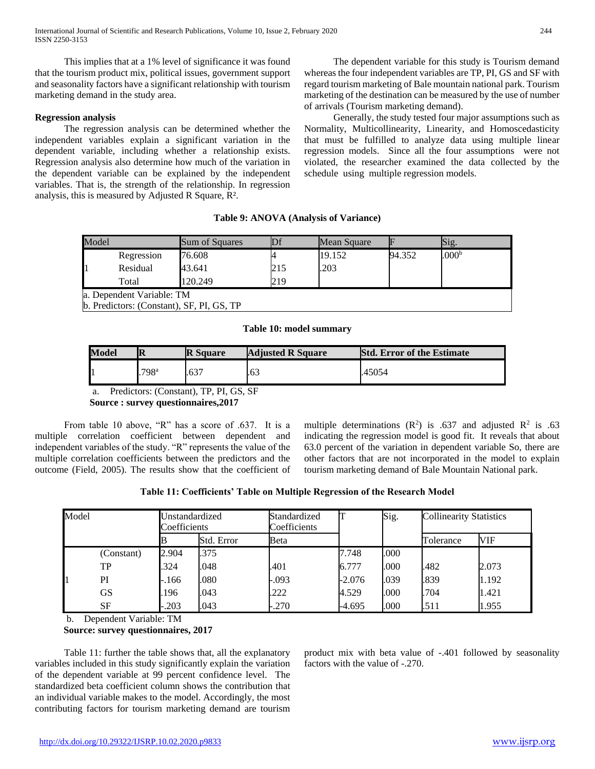This implies that at a 1% level of significance it was found that the tourism product mix, political issues, government support and seasonality factors have a significant relationship with tourism marketing demand in the study area.

**Regression analysis**

The regression analysis can be determined whether the independent variables explain a significant variation in the dependent variable, including whether a relationship exists. Regression analysis also determine how much of the variation in the dependent variable can be explained by the independent variables. That is, the strength of the relationship. In regression analysis, this is measured by Adjusted R Square, $R^2$.

The dependent variable for this study is Tourism demand whereas the four independent variables are TP, PI, GS and SF with regard tourism marketing of Bale mountain national park. Tourism marketing of the destination can be measured by the use of number of arrivals (Tourism marketing demand).

Generally, the study tested four major assumptions such as Normality, Multicollinearity, Linearity, and Homoscedasticity that must be fulfilled to analyze data using multiple linear regression models. Since all the four assumptions were not violated, the researcher examined the data collected by the schedule using multiple regression models.

**Table 9: ANOVA (Analysis of Variance)**

| Model | | Sum of Squares | Df | Mean Square | F | Sig. |
|---|---|---|---|---|---|---|
| 1 | Regression | 76.608 | 4 | 19.152 | 94.352 | .000[b] |
| | Residual | 43.641 | 215 | .203 | | |
| | Total | 120.249 | 219 | | | |

a. Dependent Variable: TM
b. Predictors: (Constant), SF, PI, GS, TP

**Table 10: model summary**

| Model | R | R Square | Adjusted R Square | Std. Error of the Estimate |
|---|---|---|---|---|
| 1 | .798[a] | .637 | .63 | .45054 |

a. Predictors: (Constant), TP, PI, GS, SF

**Source : survey questionnaires,2017**

From table 10 above, "R" has a score of .637. It is a multiple correlation coefficient between dependent and independent variables of the study. "R" represents the value of the multiple correlation coefficients between the predictors and the outcome (Field, 2005). The results show that the coefficient of multiple determinations ($R^2$) is .637 and adjusted $R^2$ is .63 indicating the regression model is good fit. It reveals that about 63.0 percent of the variation in dependent variable So, there are other factors that are not incorporated in the model to explain tourism marketing demand of Bale Mountain National park.

**Table 11: Coefficients' Table on Multiple Regression of the Research Model**

| Model | | Unstandardized Coefficients | | Standardized Coefficients | T | Sig. | Collinearity Statistics | |
|---|---|---|---|---|---|---|---|---|
| | | B | Std. Error | Beta | | | Tolerance | VIF |
| 1 | (Constant) | 2.904 | .375 | | 7.748 | .000 | | |
| | TP | .324 | .048 | .401 | 6.777 | .000 | .482 | 2.073 |
| | PI | -.166 | .080 | -.093 | -2.076 | .039 | .839 | 1.192 |
| | GS | .196 | .043 | .222 | 4.529 | .000 | .704 | 1.421 |
| | SF | -.203 | .043 | -.270 | -4.695 | .000 | .511 | 1.955 |

b. Dependent Variable: TM

**Source: survey questionnaires, 2017**

Table 11: further the table shows that, all the explanatory variables included in this study significantly explain the variation of the dependent variable at 99 percent confidence level. The standardized beta coefficient column shows the contribution that an individual variable makes to the model. Accordingly, the most contributing factors for tourism marketing demand are tourism product mix with beta value of -.401 followed by seasonality factors with the value of -.270.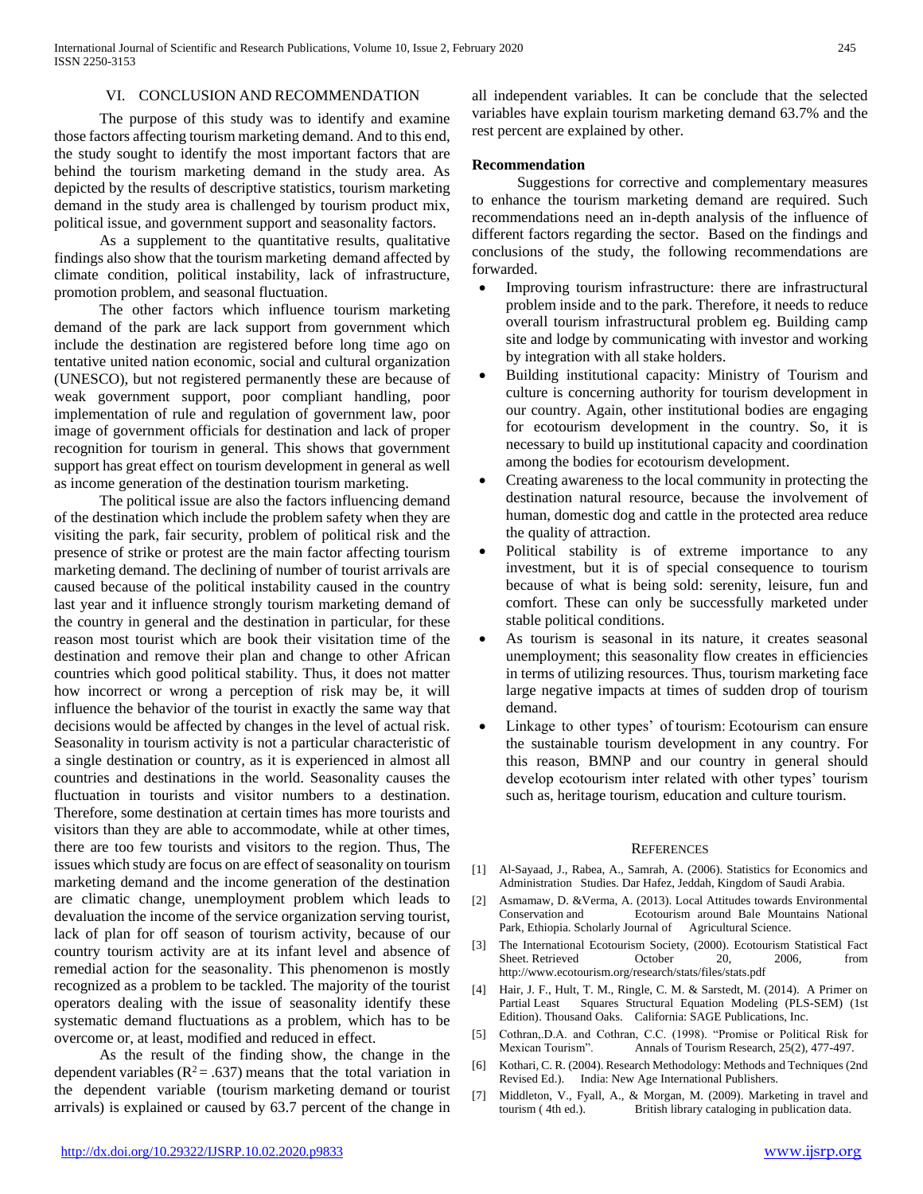## VI. CONCLUSION AND RECOMMENDATION

The purpose of this study was to identify and examine those factors affecting tourism marketing demand. And to this end, the study sought to identify the most important factors that are behind the tourism marketing demand in the study area. As depicted by the results of descriptive statistics, tourism marketing demand in the study area is challenged by tourism product mix, political issue, and government support and seasonality factors.

As a supplement to the quantitative results, qualitative findings also show that the tourism marketing demand affected by climate condition, political instability, lack of infrastructure, promotion problem, and seasonal fluctuation.

The other factors which influence tourism marketing demand of the park are lack support from government which include the destination are registered before long time ago on tentative united nation economic, social and cultural organization (UNESCO), but not registered permanently these are because of weak government support, poor compliant handling, poor implementation of rule and regulation of government law, poor image of government officials for destination and lack of proper recognition for tourism in general. This shows that government support has great effect on tourism development in general as well as income generation of the destination tourism marketing.

The political issue are also the factors influencing demand of the destination which include the problem safety when they are visiting the park, fair security, problem of political risk and the presence of strike or protest are the main factor affecting tourism marketing demand. The declining of number of tourist arrivals are caused because of the political instability caused in the country last year and it influence strongly tourism marketing demand of the country in general and the destination in particular, for these reason most tourist which are book their visitation time of the destination and remove their plan and change to other African countries which good political stability. Thus, it does not matter how incorrect or wrong a perception of risk may be, it will influence the behavior of the tourist in exactly the same way that decisions would be affected by changes in the level of actual risk. Seasonality in tourism activity is not a particular characteristic of a single destination or country, as it is experienced in almost all countries and destinations in the world. Seasonality causes the fluctuation in tourists and visitor numbers to a destination. Therefore, some destination at certain times has more tourists and visitors than they are able to accommodate, while at other times, there are too few tourists and visitors to the region. Thus, The issues which study are focus on are effect of seasonality on tourism marketing demand and the income generation of the destination are climatic change, unemployment problem which leads to devaluation the income of the service organization serving tourist, lack of plan for off season of tourism activity, because of our country tourism activity are at its infant level and absence of remedial action for the seasonality. This phenomenon is mostly recognized as a problem to be tackled. The majority of the tourist operators dealing with the issue of seasonality identify these systematic demand fluctuations as a problem, which has to be overcome or, at least, modified and reduced in effect.

As the result of the finding show, the change in the dependent variables ($R^2 = .637$) means that the total variation in the dependent variable (tourism marketing demand or tourist arrivals) is explained or caused by 63.7 percent of the change in all independent variables. It can be conclude that the selected variables have explain tourism marketing demand 63.7% and the rest percent are explained by other.

**Recommendation**

Suggestions for corrective and complementary measures to enhance the tourism marketing demand are required. Such recommendations need an in-depth analysis of the influence of different factors regarding the sector. Based on the findings and conclusions of the study, the following recommendations are forwarded.

- Improving tourism infrastructure: there are infrastructural problem inside and to the park. Therefore, it needs to reduce overall tourism infrastructural problem eg. Building camp site and lodge by communicating with investor and working by integration with all stake holders.
- Building institutional capacity: Ministry of Tourism and culture is concerning authority for tourism development in our country. Again, other institutional bodies are engaging for ecotourism development in the country. So, it is necessary to build up institutional capacity and coordination among the bodies for ecotourism development.
- Creating awareness to the local community in protecting the destination natural resource, because the involvement of human, domestic dog and cattle in the protected area reduce the quality of attraction.
- Political stability is of extreme importance to any investment, but it is of special consequence to tourism because of what is being sold: serenity, leisure, fun and comfort. These can only be successfully marketed under stable political conditions.
- As tourism is seasonal in its nature, it creates seasonal unemployment; this seasonality flow creates in efficiencies in terms of utilizing resources. Thus, tourism marketing face large negative impacts at times of sudden drop of tourism demand.
- Linkage to other types' of tourism: Ecotourism can ensure the sustainable tourism development in any country. For this reason, BMNP and our country in general should develop ecotourism inter related with other types' tourism such as, heritage tourism, education and culture tourism.

## REFERENCES

[1] Al-Sayaad, J., Rabea, A., Samrah, A. (2006). Statistics for Economics and Administration Studies. Dar Hafez, Jeddah, Kingdom of Saudi Arabia.

[2] Asmamaw, D. &Verma, A. (2013). Local Attitudes towards Environmental Conservation and Ecotourism around Bale Mountains National Park, Ethiopia. Scholarly Journal of Agricultural Science.

[3] The International Ecotourism Society, (2000). Ecotourism Statistical Fact Sheet. Retrieved October 20, 2006, from http://www.ecotourism.org/research/stats/files/stats.pdf

[4] Hair, J. F., Hult, T. M., Ringle, C. M. & Sarstedt, M. (2014). A Primer on Partial Least Squares Structural Equation Modeling (PLS-SEM) (1st Edition). Thousand Oaks. California: SAGE Publications, Inc.

[5] Cothran,.D.A. and Cothran, C.C. (1998). "Promise or Political Risk for Mexican Tourism". Annals of Tourism Research, 25(2), 477-497.

[6] Kothari, C. R. (2004). Research Methodology: Methods and Techniques (2nd Revised Ed.). India: New Age International Publishers.

[7] Middleton, V., Fyall, A., & Morgan, M. (2009). Marketing in travel and tourism ( 4th ed.). British library cataloging in publication data.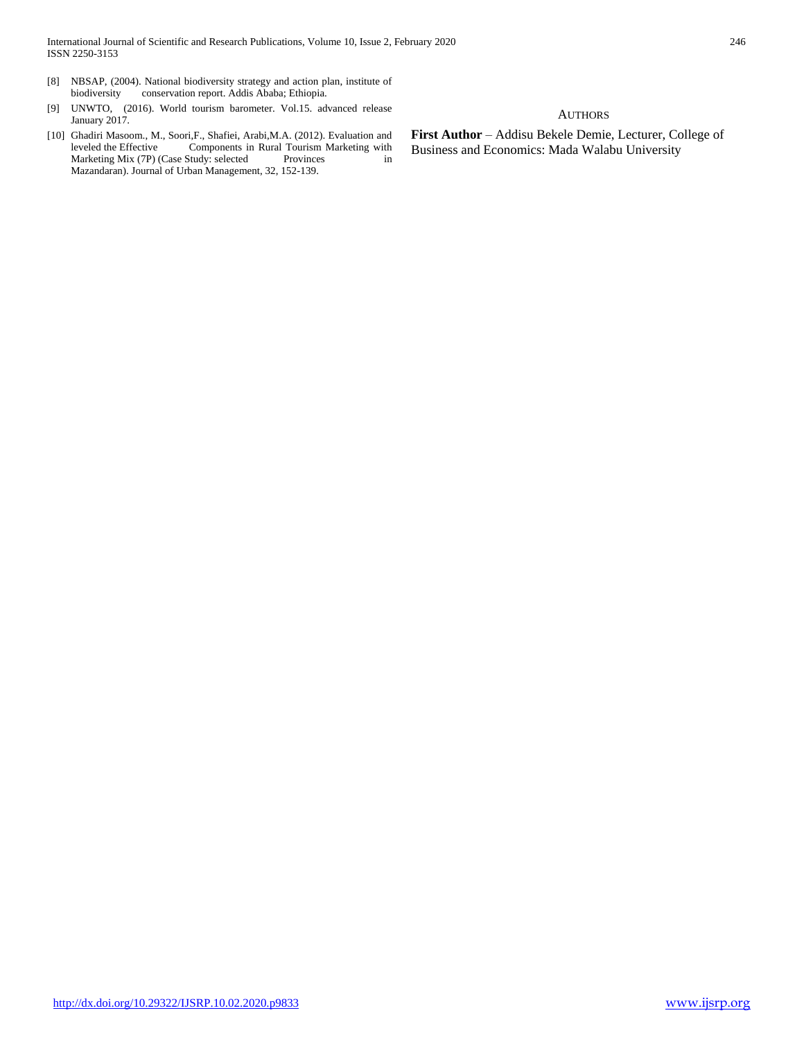[8] NBSAP, (2004). National biodiversity strategy and action plan, institute of biodiversity conservation report. Addis Ababa; Ethiopia.

[9] UNWTO, (2016). World tourism barometer. Vol.15. advanced release January 2017.

[10] Ghadiri Masoom., M., Soori,F., Shafiei, Arabi,M.A. (2012). Evaluation and leveled the Effective Components in Rural Tourism Marketing with Marketing Mix (7P) (Case Study: selected Provinces in Mazandaran). Journal of Urban Management, 32, 152-139.

## AUTHORS

**First Author** – Addisu Bekele Demie, Lecturer, College of Business and Economics: Mada Walabu University